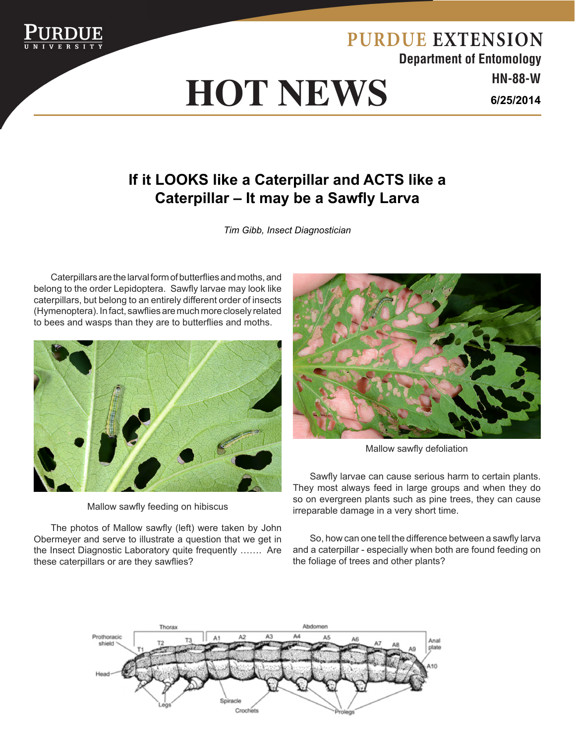PURDUE EXTENSION

Department of Entomology

# HOT NEWS

HN-88-W

6/25/2014

## If it LOOKS like a Caterpillar and ACTS like a Caterpillar – It may be a Sawfly Larva

*Tim Gibb, Insect Diagnostician*

Caterpillars are the larval form of butterflies and moths, and belong to the order Lepidoptera. Sawfly larvae may look like caterpillars, but belong to an entirely different order of insects (Hymenoptera). In fact, sawflies are much more closely related to bees and wasps than they are to butterflies and moths.

Mallow sawfly feeding on hibiscus

The photos of Mallow sawfly (left) were taken by John Obermeyer and serve to illustrate a question that we get in the Insect Diagnostic Laboratory quite frequently ……. Are these caterpillars or are they sawflies?

Mallow sawfly defoliation

Sawfly larvae can cause serious harm to certain plants. They most always feed in large groups and when they do so on evergreen plants such as pine trees, they can cause irreparable damage in a very short time.

So, how can one tell the difference between a sawfly larva and a caterpillar - especially when both are found feeding on the foliage of trees and other plants?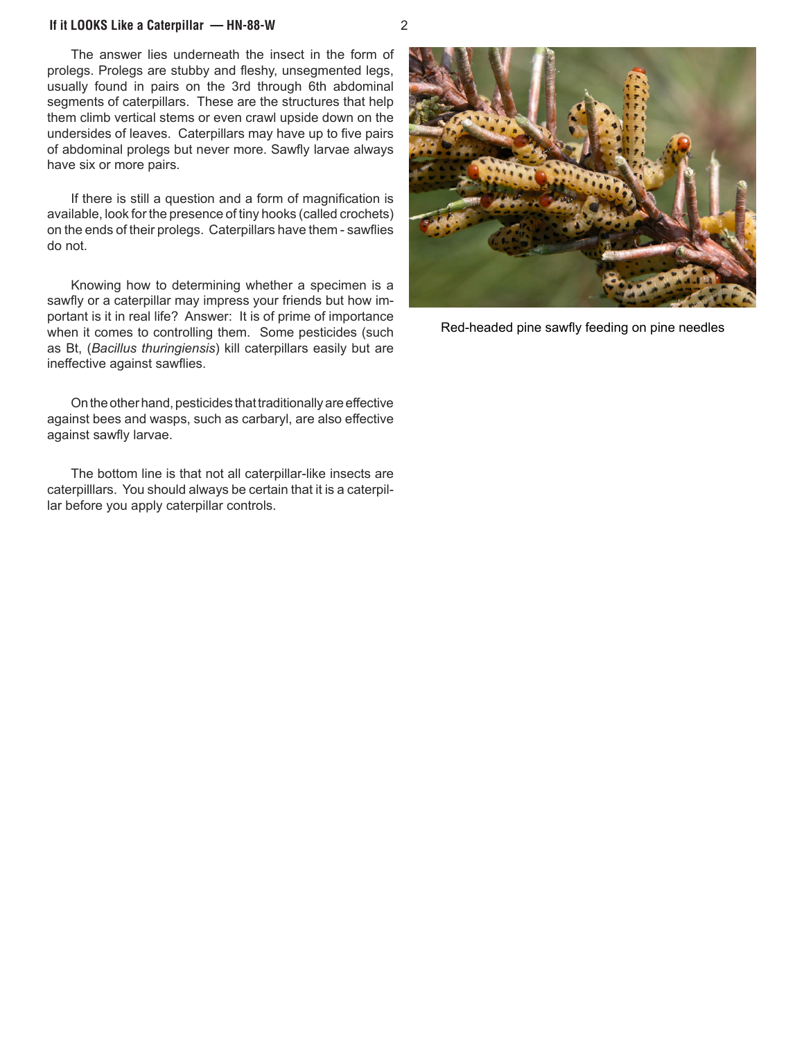The answer lies underneath the insect in the form of prolegs. Prolegs are stubby and fleshy, unsegmented legs, usually found in pairs on the 3rd through 6th abdominal segments of caterpillars. These are the structures that help them climb vertical stems or even crawl upside down on the undersides of leaves. Caterpillars may have up to five pairs of abdominal prolegs but never more. Sawfly larvae always have six or more pairs.

If there is still a question and a form of magnification is available, look for the presence of tiny hooks (called crochets) on the ends of their prolegs. Caterpillars have them - sawflies do not.

Knowing how to determining whether a specimen is a sawfly or a caterpillar may impress your friends but how important is it in real life? Answer: It is of prime of importance when it comes to controlling them. Some pesticides (such as Bt, (*Bacillus thuringiensis*) kill caterpillars easily but are ineffective against sawflies.

On the other hand, pesticides that traditionally are effective against bees and wasps, such as carbaryl, are also effective against sawfly larvae.

The bottom line is that not all caterpillar-like insects are caterpilllars. You should always be certain that it is a caterpillar before you apply caterpillar controls.

Red-headed pine sawfly feeding on pine needles